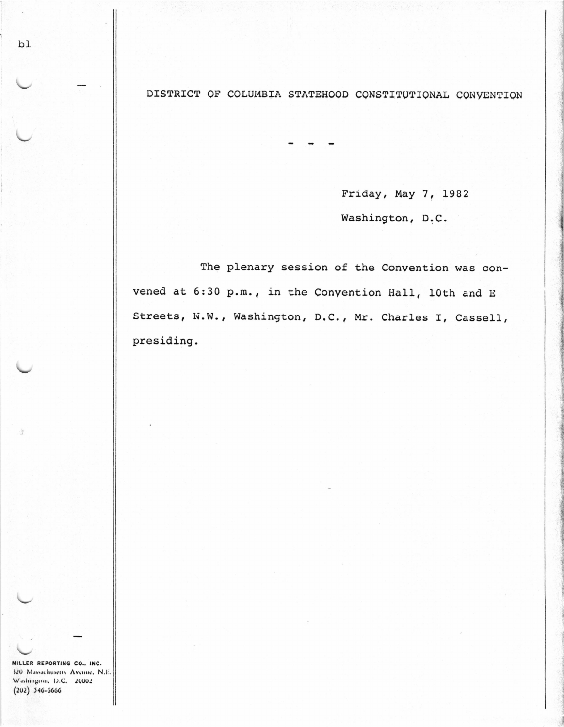# DISTRICT OF COLUMBIA STATEHOOD CONSTITUTIONAL CONVENTION

\- - -

Friday, May 7, 1982

Washington, D.C.

The plenary session of the Convention was convened at 6:30 p.m., in the Convention Hall, 10th and E Streets, N.W., Washington, D.C., Mr. Charles I, Cassell, presiding.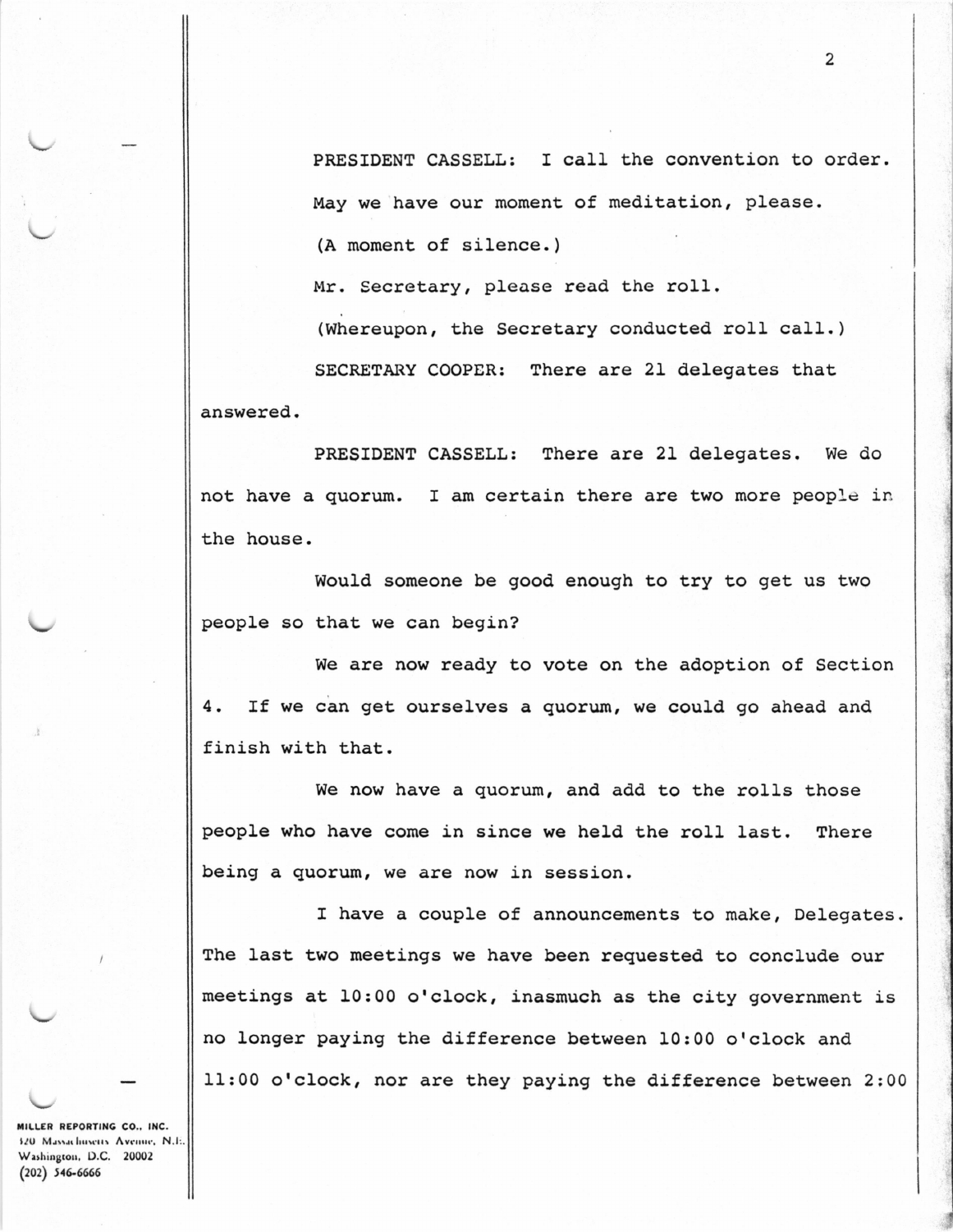PRESIDENT CASSELL: I call the convention to order. May we have our moment of meditation, please.

(A moment of silence.)

Mr. Secretary, please read the roll.

(Whereupon, the Secretary conducted roll call.)

SECRETARY COOPER: There are 21 delegates that answered.

PRESIDENT CASSELL: There are 21 delegates. We do not have a quorum. I am certain there are two more people in the house.

Would someone be good enough to try to get us two people so that we can begin?

We are now ready to vote on the adoption of Section 4. If we can get ourselves a quorum, we could go ahead and finish with that.

We now have a quorum, and add to the rolls those people who have come in since we held the roll last. There being a quorum, we are now in session.

I have a couple of announcements to make, Delegates. The last two meetings we have been requested to conclude our meetings at 10:00 o'clock, inasmuch as the city government is no longer paying the difference between 10:00 o'clock and 11:00 o'clock, nor are they paying the difference between 2:00

MILLER REPORTING CO., INC.
320 Massachusetts Avenue, N.E.
Washington, D.C. 20002
(202) 546-6666